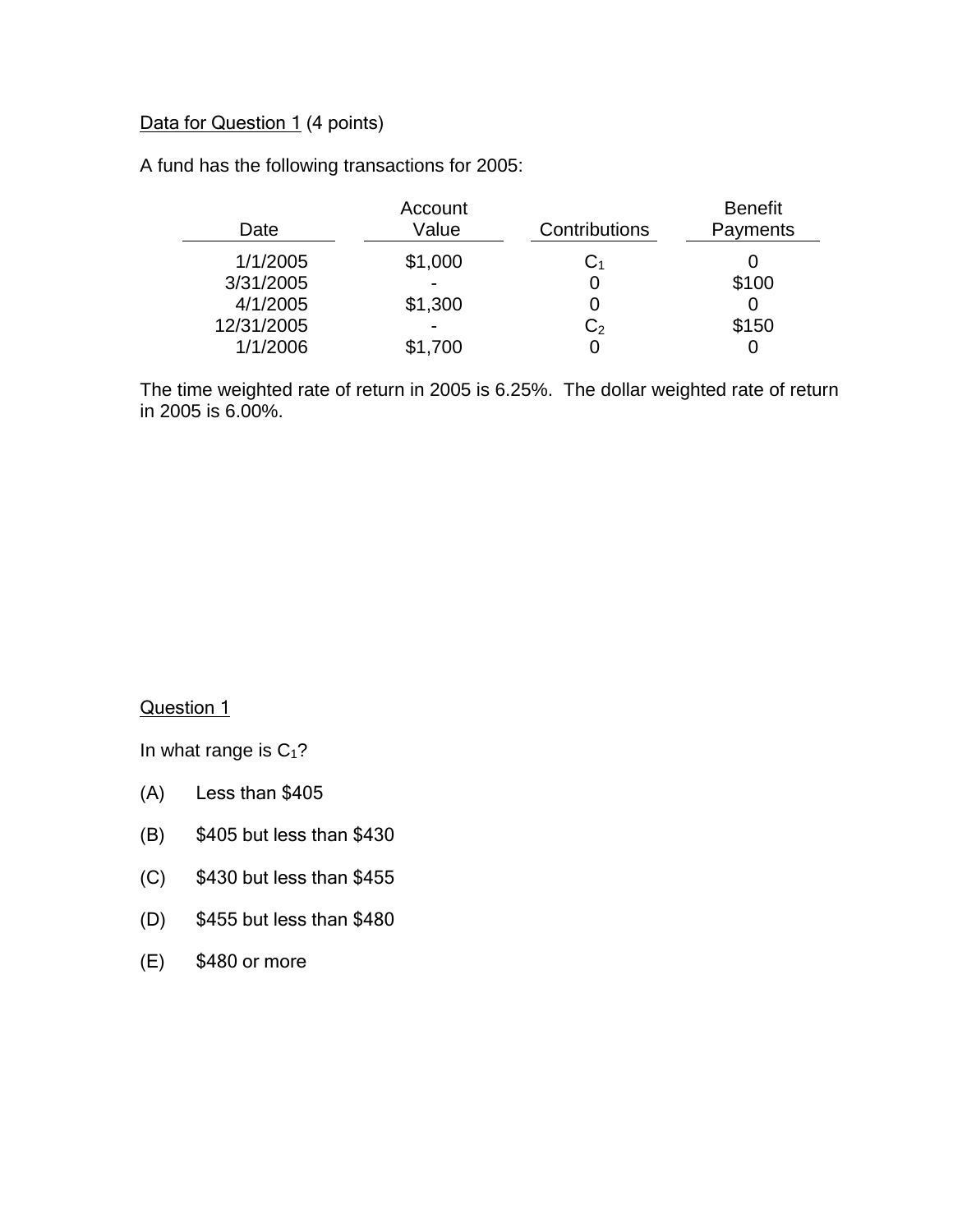Data for Question 1 (4 points)

A fund has the following transactions for 2005:

| Date | Account Value | Contributions | Benefit Payments |
|---|---|---|---|
| 1/1/2005 | \$1,000 | $C_1$ | 0 |
| 3/31/2005 | - | 0 | \$100 |
| 4/1/2005 | \$1,300 | 0 | 0 |
| 12/31/2005 | - | $C_2$ | \$150 |
| 1/1/2006 | \$1,700 | 0 | 0 |

The time weighted rate of return in 2005 is 6.25%. The dollar weighted rate of return in 2005 is 6.00%.

Question 1

In what range is $C_1$?

(A) Less than \$405

(B) \$405 but less than \$430

(C) \$430 but less than \$455

(D) \$455 but less than \$480

(E) \$480 or more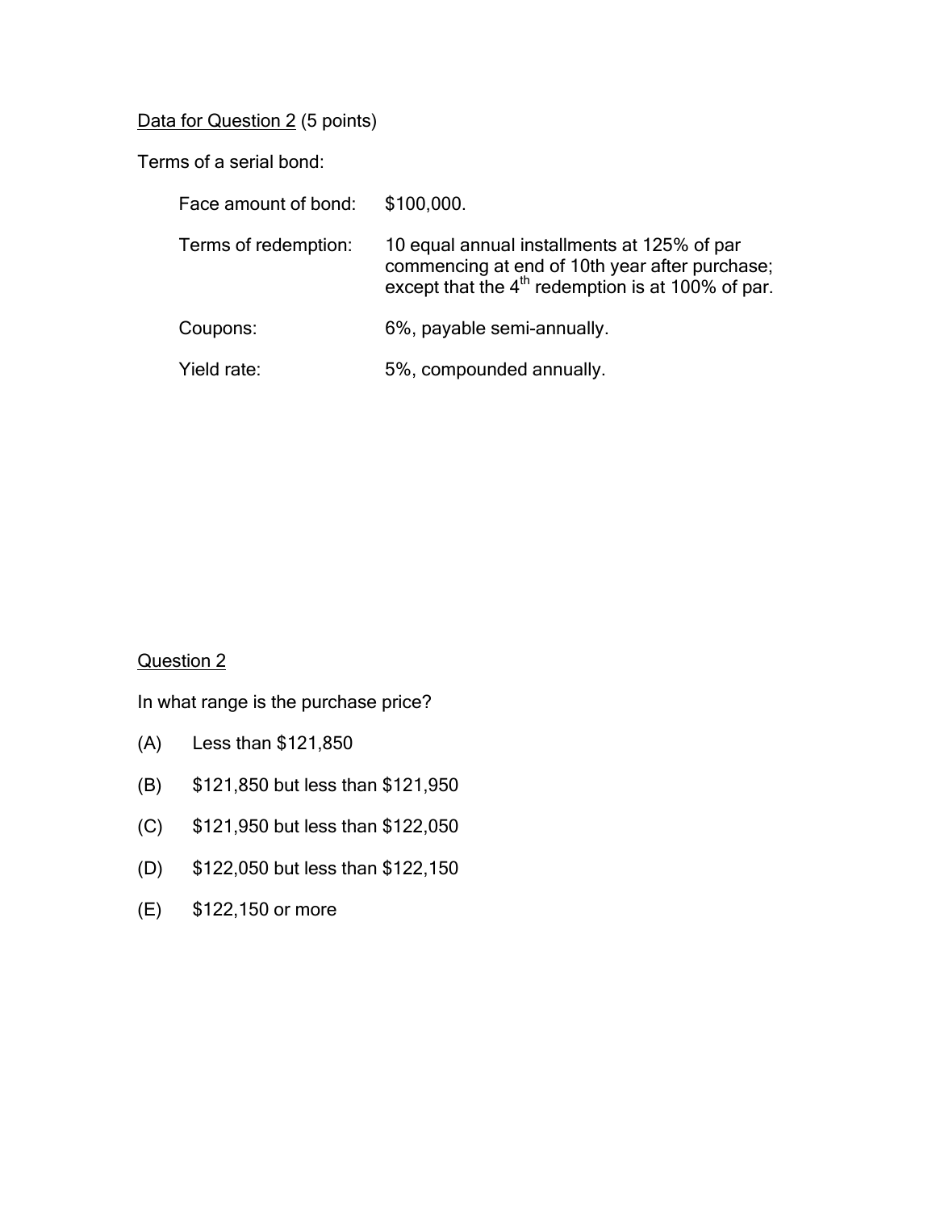Data for Question 2 (5 points)

Terms of a serial bond:

| | |
|---|---|
| Face amount of bond: | $100,000. |
| Terms of redemption: | 10 equal annual installments at 125% of par commencing at end of 10th year after purchase; except that the 4th redemption is at 100% of par. |
| Coupons: | 6%, payable semi-annually. |
| Yield rate: | 5%, compounded annually. |

Question 2

In what range is the purchase price?

(A) Less than $121,850

(B) $121,850 but less than $121,950

(C) $121,950 but less than $122,050

(D) $122,050 but less than $122,150

(E) $122,150 or more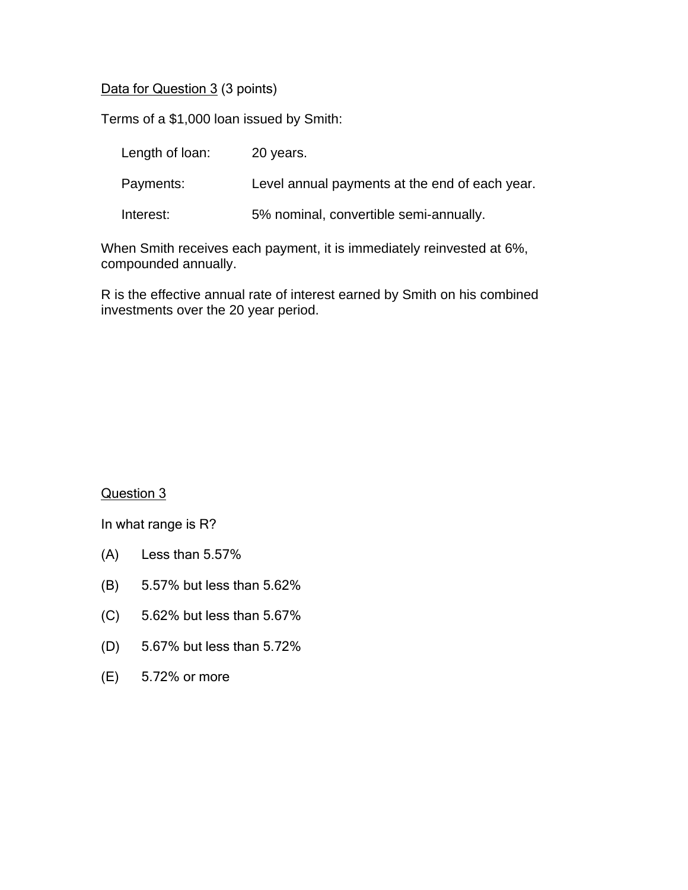Data for Question 3 (3 points)

Terms of a $1,000 loan issued by Smith:

| | |
|---|---|
| Length of loan: | 20 years. |
| Payments: | Level annual payments at the end of each year. |
| Interest: | 5% nominal, convertible semi-annually. |

When Smith receives each payment, it is immediately reinvested at 6%, compounded annually.

R is the effective annual rate of interest earned by Smith on his combined investments over the 20 year period.

Question 3

In what range is R?

(A) Less than 5.57%

(B) 5.57% but less than 5.62%

(C) 5.62% but less than 5.67%

(D) 5.67% but less than 5.72%

(E) 5.72% or more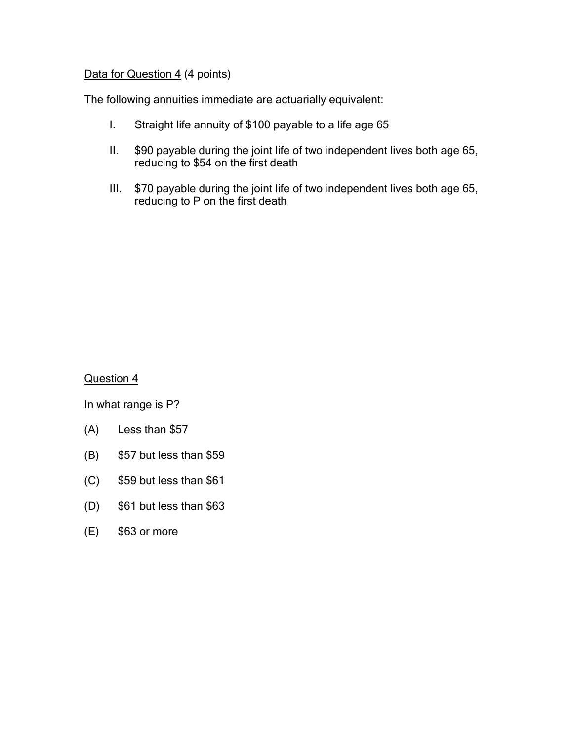<u>Data for Question 4</u> (4 points)

The following annuities immediate are actuarially equivalent:

I. Straight life annuity of $100 payable to a life age 65

II. $90 payable during the joint life of two independent lives both age 65, reducing to $54 on the first death

III. $70 payable during the joint life of two independent lives both age 65, reducing to P on the first death

<u>Question 4</u>

In what range is P?

(A) Less than $57

(B) $57 but less than $59

(C) $59 but less than $61

(D) $61 but less than $63

(E) $63 or more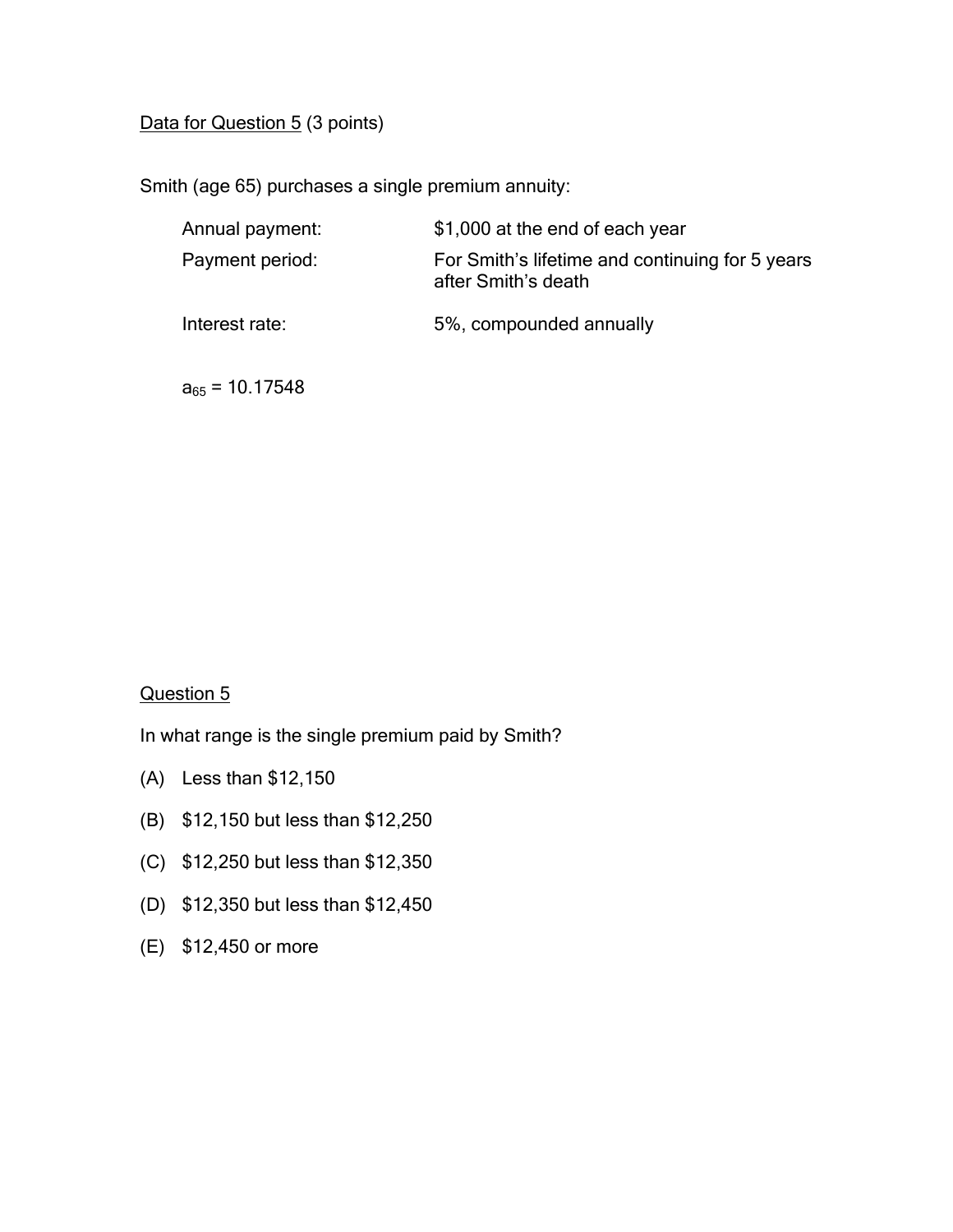Data for Question 5 (3 points)

Smith (age 65) purchases a single premium annuity:

| | |
|---|---|
| Annual payment: | $1,000 at the end of each year |
| Payment period: | For Smith's lifetime and continuing for 5 years after Smith's death |
| Interest rate: | 5%, compounded annually |

$a_{65}$ = 10.17548

Question 5

In what range is the single premium paid by Smith?

(A) Less than $12,150

(B) $12,150 but less than $12,250

(C) $12,250 but less than $12,350

(D) $12,350 but less than $12,450

(E) $12,450 or more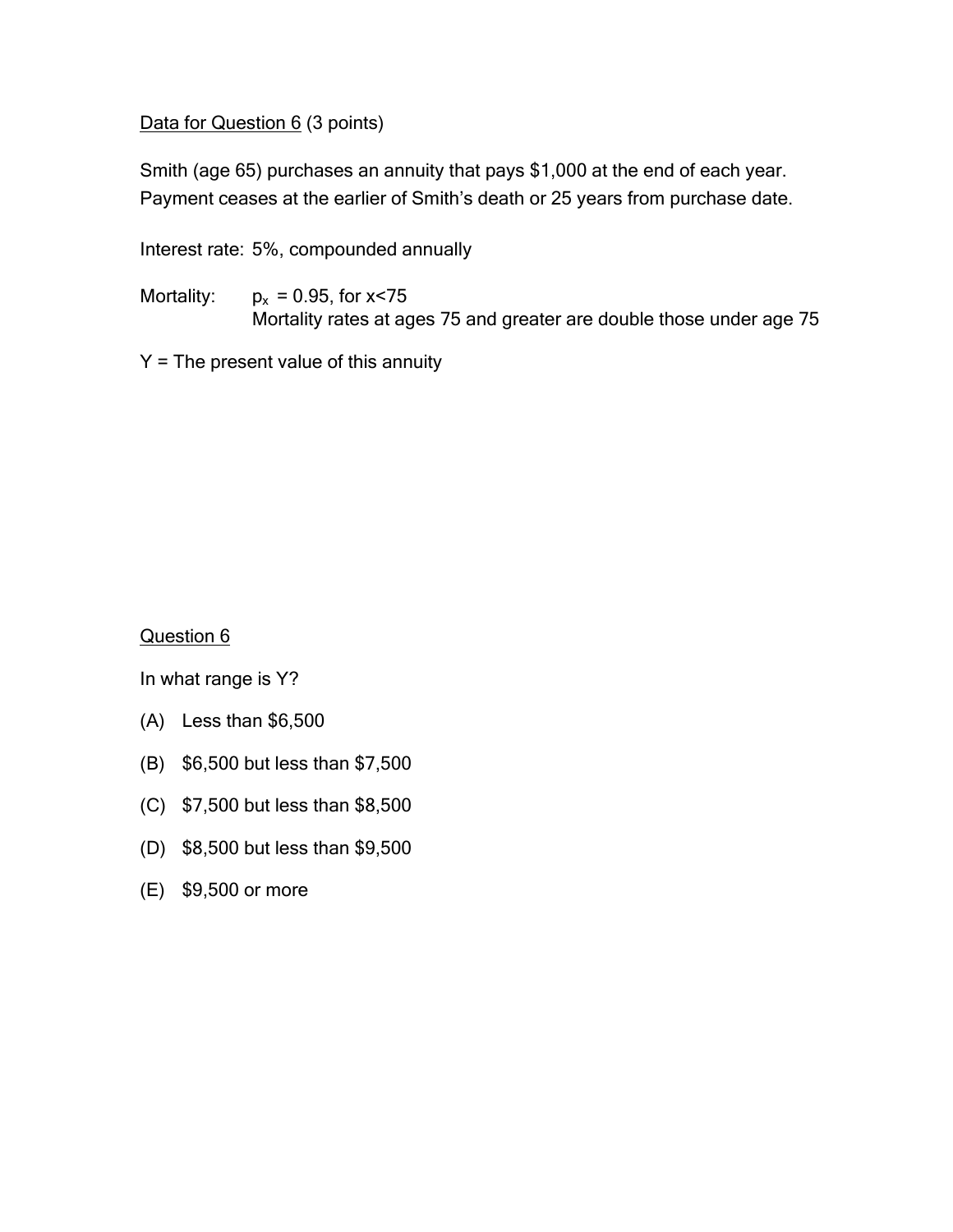Data for Question 6 (3 points)

Smith (age 65) purchases an annuity that pays $1,000 at the end of each year. Payment ceases at the earlier of Smith's death or 25 years from purchase date.

Interest rate: 5%, compounded annually

Mortality: $p_x = 0.95$, for $x<75$
Mortality rates at ages 75 and greater are double those under age 75

Y = The present value of this annuity

Question 6

In what range is Y?

(A) Less than $6,500

(B) $6,500 but less than $7,500

(C) $7,500 but less than $8,500

(D) $8,500 but less than $9,500

(E) $9,500 or more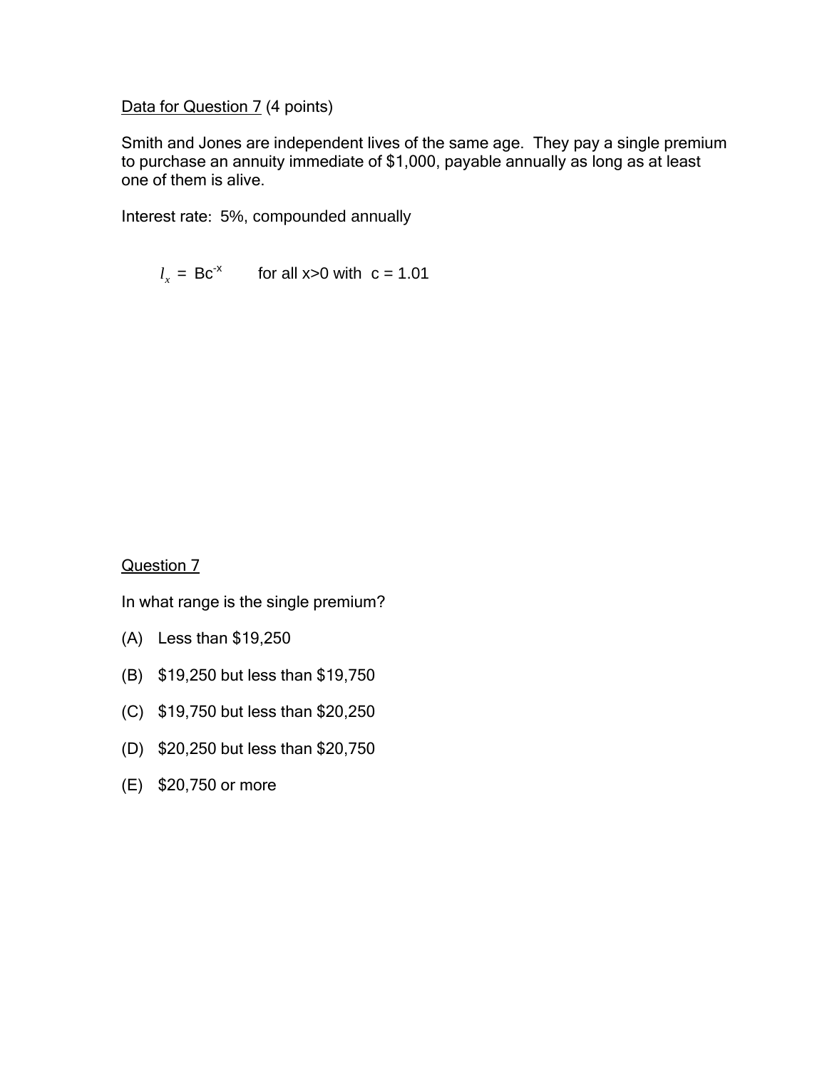Data for Question 7 (4 points)

Smith and Jones are independent lives of the same age. They pay a single premium to purchase an annuity immediate of $1,000, payable annually as long as at least one of them is alive.

Interest rate: 5%, compounded annually

$$l_x = Bc^{-x} \qquad \text{for all } x>0 \text{ with } c = 1.01$$

Question 7

In what range is the single premium?

(A) Less than $19,250

(B) $19,250 but less than $19,750

(C) $19,750 but less than $20,250

(D) $20,250 but less than $20,750

(E) $20,750 or more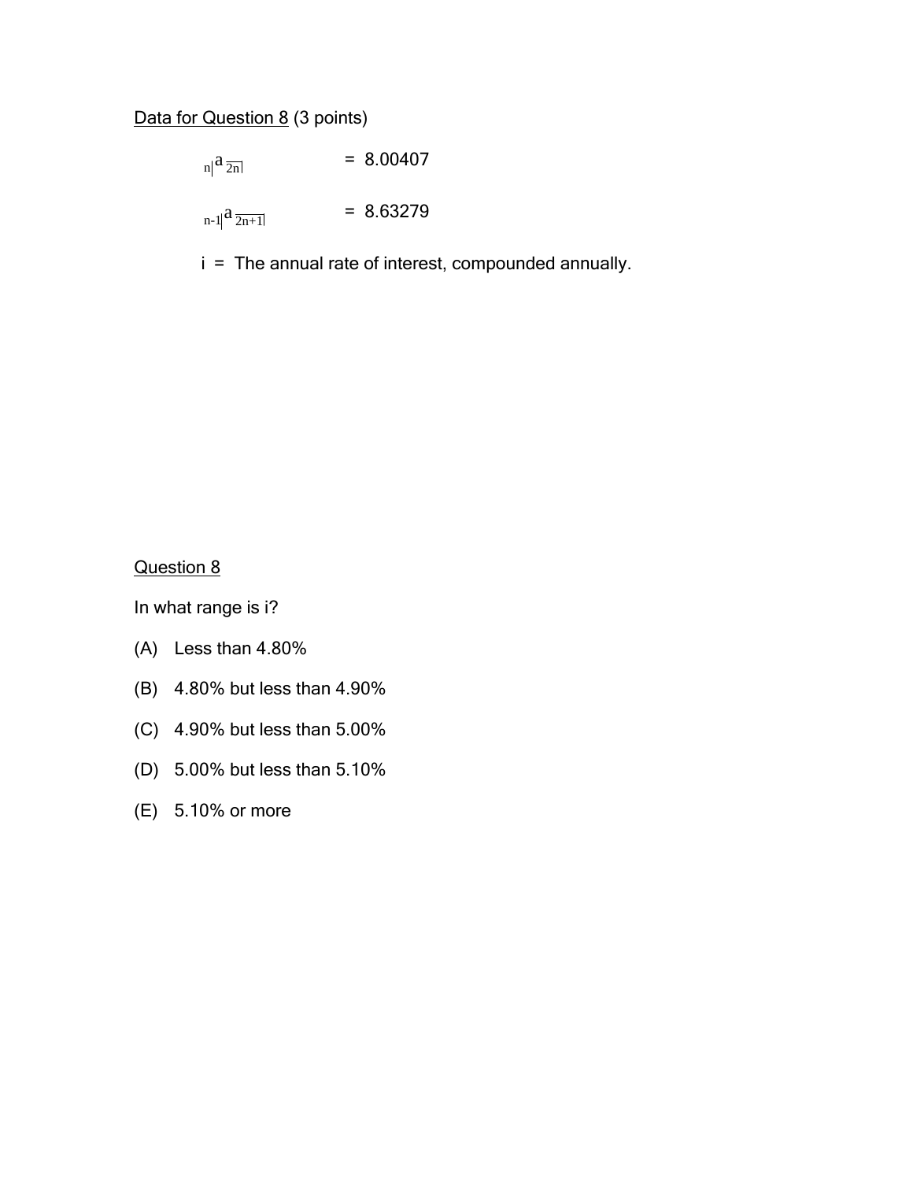Data for Question 8 (3 points)

$$_{n|}a_{\overline{2n|}} = 8.00407$$

$$_{n-1|}a_{\overline{2n+1|}} = 8.63279$$

i = The annual rate of interest, compounded annually.

Question 8

In what range is i?

(A) Less than 4.80%

(B) 4.80% but less than 4.90%

(C) 4.90% but less than 5.00%

(D) 5.00% but less than 5.10%

(E) 5.10% or more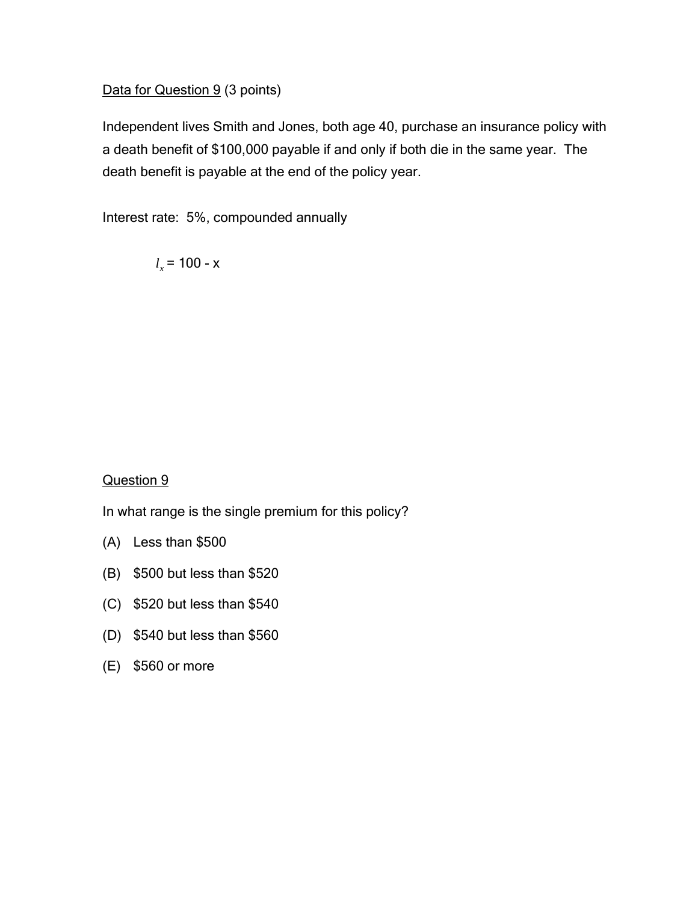Data for Question 9 (3 points)

Independent lives Smith and Jones, both age 40, purchase an insurance policy with a death benefit of $100,000 payable if and only if both die in the same year. The death benefit is payable at the end of the policy year.

Interest rate: 5%, compounded annually

$$l_x = 100 - x$$

Question 9

In what range is the single premium for this policy?

(A) Less than $500

(B) $500 but less than $520

(C) $520 but less than $540

(D) $540 but less than $560

(E) $560 or more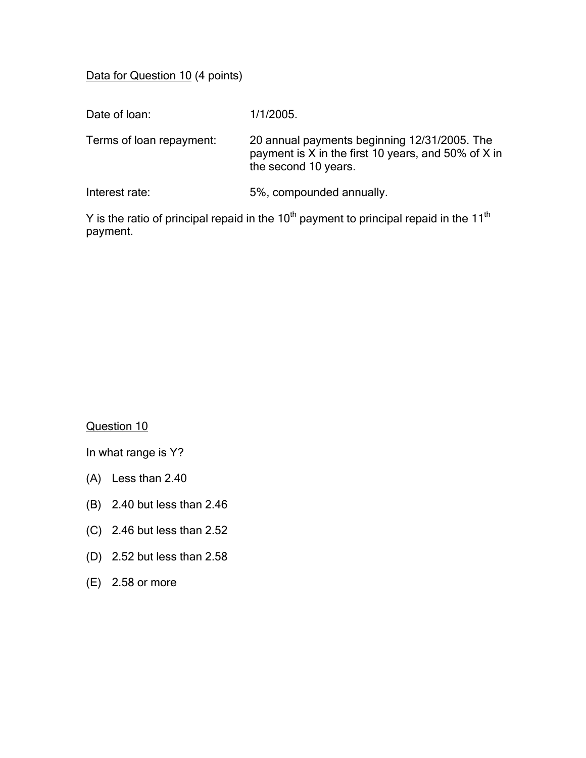<u>Data for Question 10</u> (4 points)

| | |
|---|---|
| Date of loan: | 1/1/2005. |
| Terms of loan repayment: | 20 annual payments beginning 12/31/2005. The payment is X in the first 10 years, and 50% of X in the second 10 years. |
| Interest rate: | 5%, compounded annually. |

Y is the ratio of principal repaid in the $10^{th}$ payment to principal repaid in the $11^{th}$ payment.

<u>Question 10</u>

In what range is Y?

(A) Less than 2.40

(B) 2.40 but less than 2.46

(C) 2.46 but less than 2.52

(D) 2.52 but less than 2.58

(E) 2.58 or more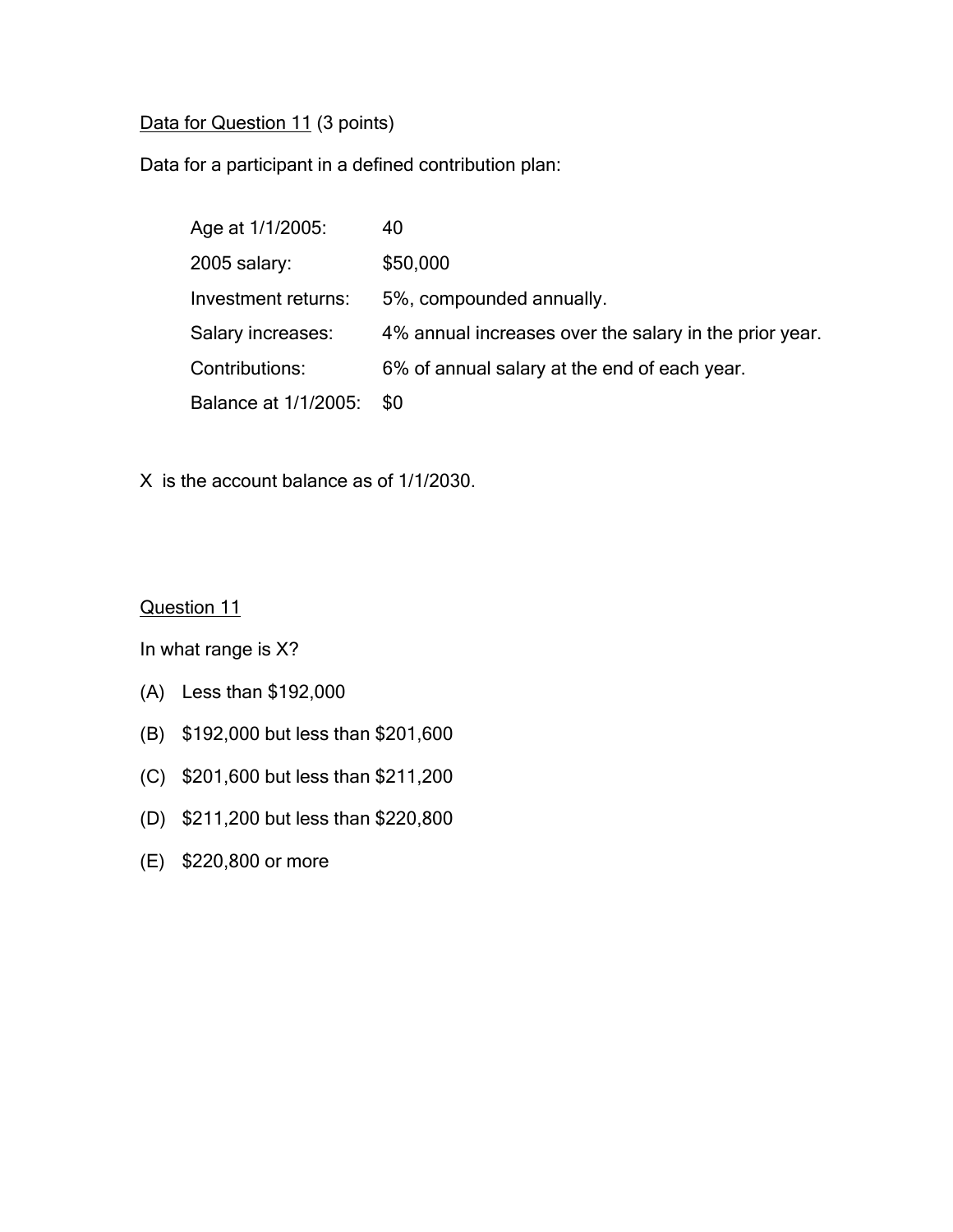<u>Data for Question 11</u> (3 points)

Data for a participant in a defined contribution plan:

| | |
|---|---|
| Age at 1/1/2005: | 40 |
| 2005 salary: | $50,000 |
| Investment returns: | 5%, compounded annually. |
| Salary increases: | 4% annual increases over the salary in the prior year. |
| Contributions: | 6% of annual salary at the end of each year. |
| Balance at 1/1/2005: | $0 |

X is the account balance as of 1/1/2030.

<u>Question 11</u>

In what range is X?

(A) Less than $192,000

(B) $192,000 but less than $201,600

(C) $201,600 but less than $211,200

(D) $211,200 but less than $220,800

(E) $220,800 or more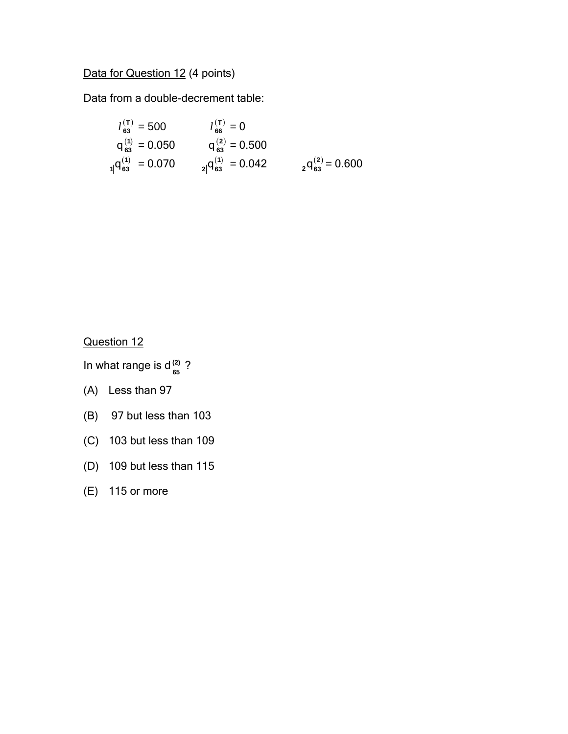<u>Data for Question 12</u> (4 points)

Data from a double-decrement table:

$l_{63}^{(T)} = 500$ $\qquad$ $l_{66}^{(T)} = 0$

$q_{63}^{(1)} = 0.050$ $\qquad$ $q_{63}^{(2)} = 0.500$

${}_{1|}q_{63}^{(1)} = 0.070$ $\qquad$ ${}_{2|}q_{63}^{(1)} = 0.042$ $\qquad$ ${}_{2}q_{63}^{(2)} = 0.600$

<u>Question 12</u>

In what range is $d_{65}^{(2)}$ ?

(A) Less than 97

(B) 97 but less than 103

(C) 103 but less than 109

(D) 109 but less than 115

(E) 115 or more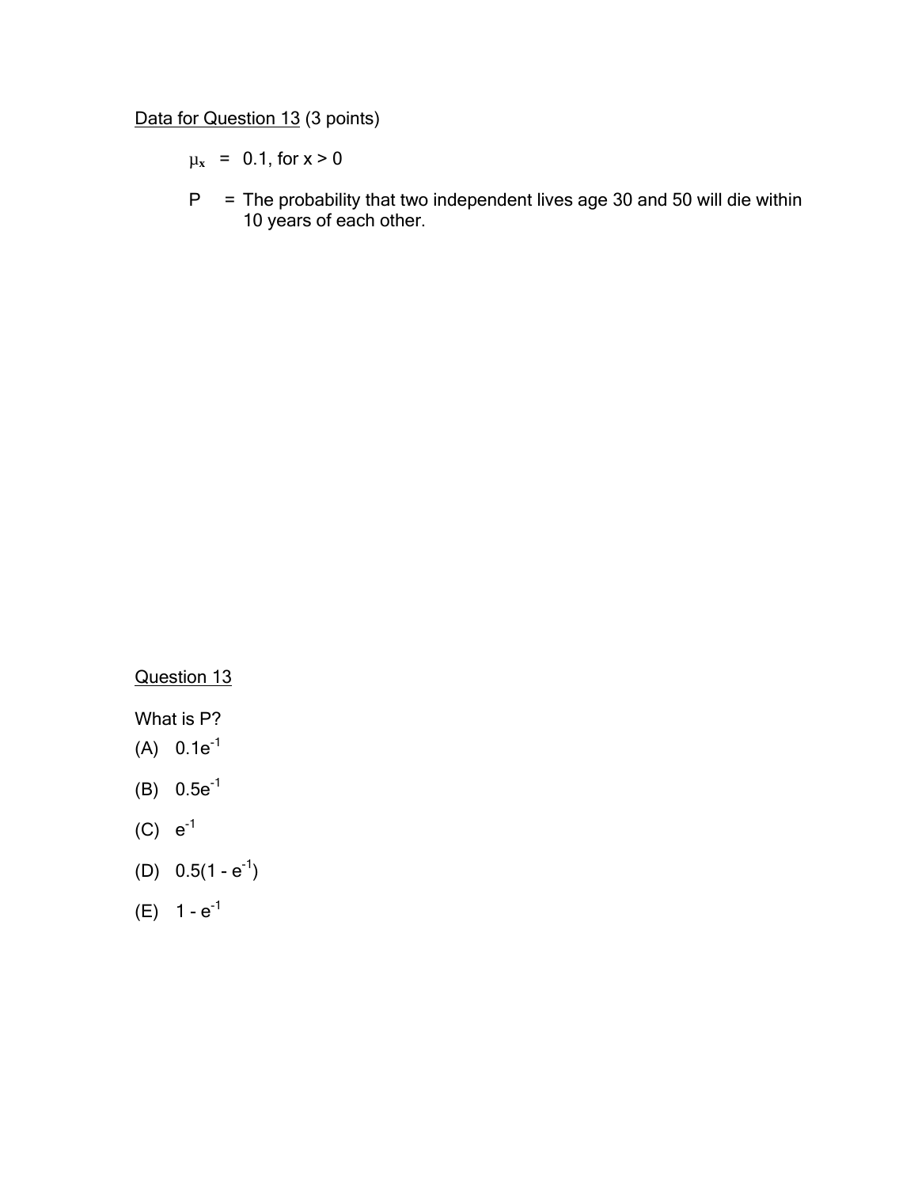Data for Question 13 (3 points)

$\mu_x$ = 0.1, for x > 0

P = The probability that two independent lives age 30 and 50 will die within 10 years of each other.

Question 13

What is P?

(A) $0.1e^{-1}$

(B) $0.5e^{-1}$

(C) $e^{-1}$

(D) $0.5(1 - e^{-1})$

(E) $1 - e^{-1}$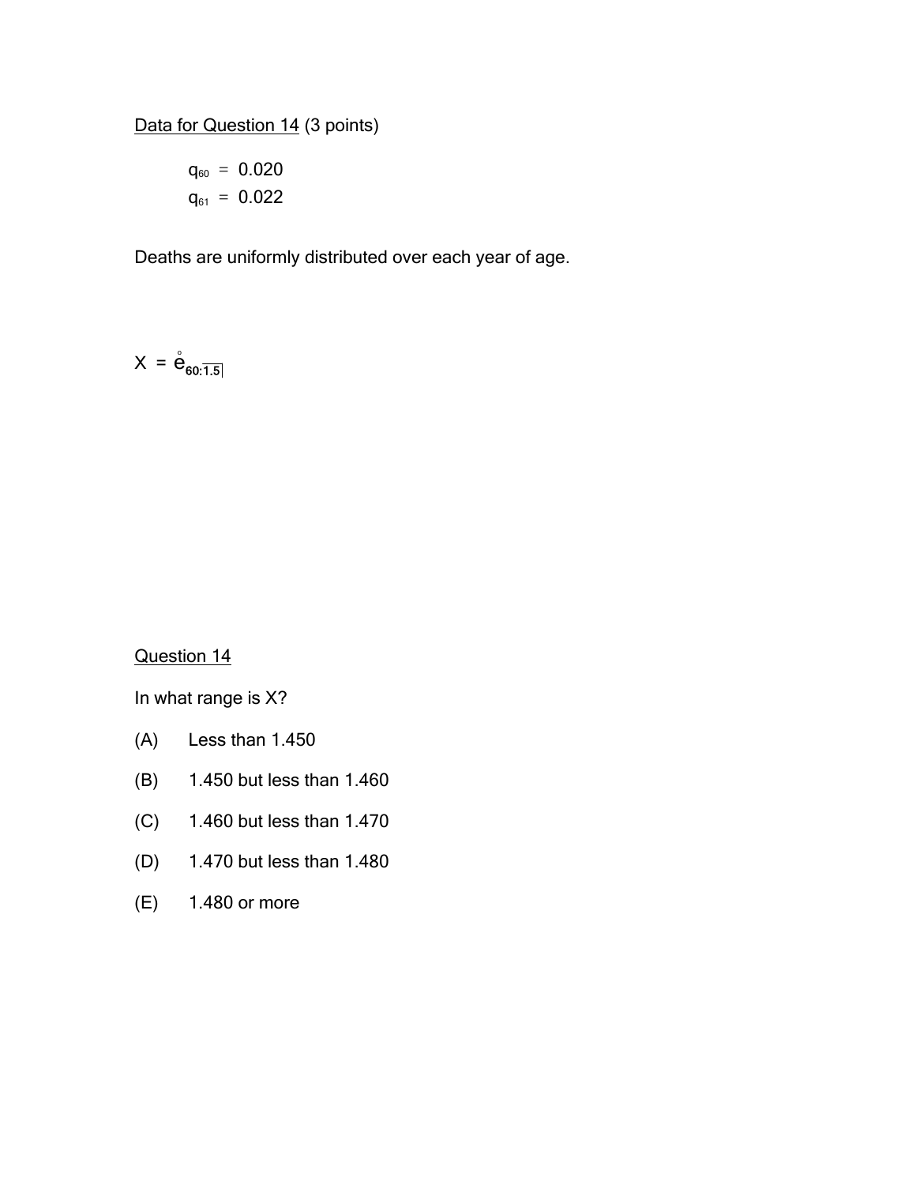Data for Question 14 (3 points)

$q_{60} = 0.020$
$q_{61} = 0.022$

Deaths are uniformly distributed over each year of age.

$X = \mathring{e}_{60:\overline{1.5}|}$

Question 14

In what range is X?

(A) Less than 1.450

(B) 1.450 but less than 1.460

(C) 1.460 but less than 1.470

(D) 1.470 but less than 1.480

(E) 1.480 or more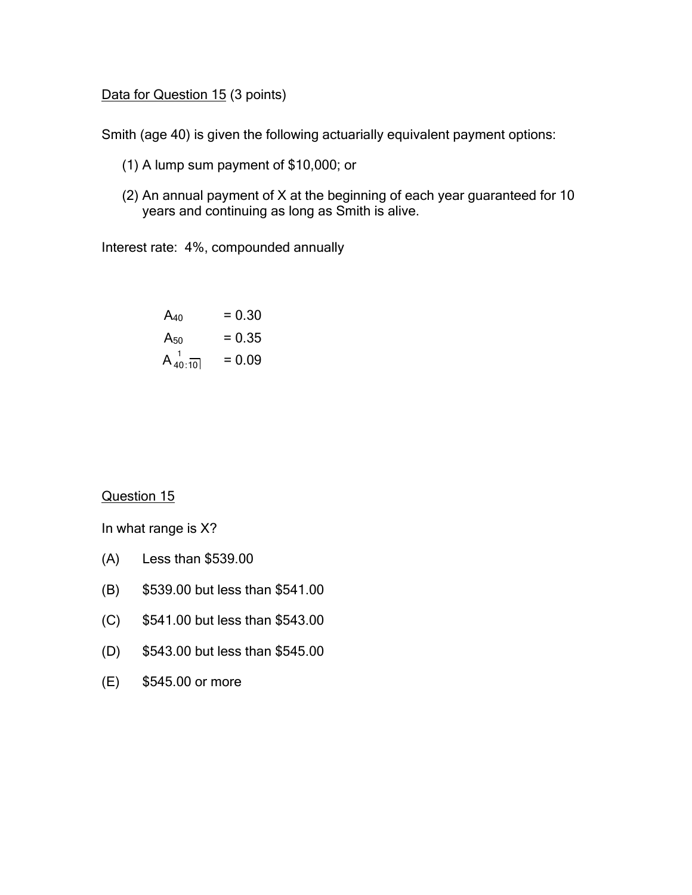Data for Question 15 (3 points)

Smith (age 40) is given the following actuarially equivalent payment options:

(1) A lump sum payment of $10,000; or

(2) An annual payment of X at the beginning of each year guaranteed for 10 years and continuing as long as Smith is alive.

Interest rate: 4%, compounded annually

$A_{40} = 0.30$

$A_{50} = 0.35$

$A^{\ 1}_{40:\overline{10}|} = 0.09$

Question 15

In what range is X?

(A) Less than $539.00

(B) $539.00 but less than $541.00

(C) $541.00 but less than $543.00

(D) $543.00 but less than $545.00

(E) $545.00 or more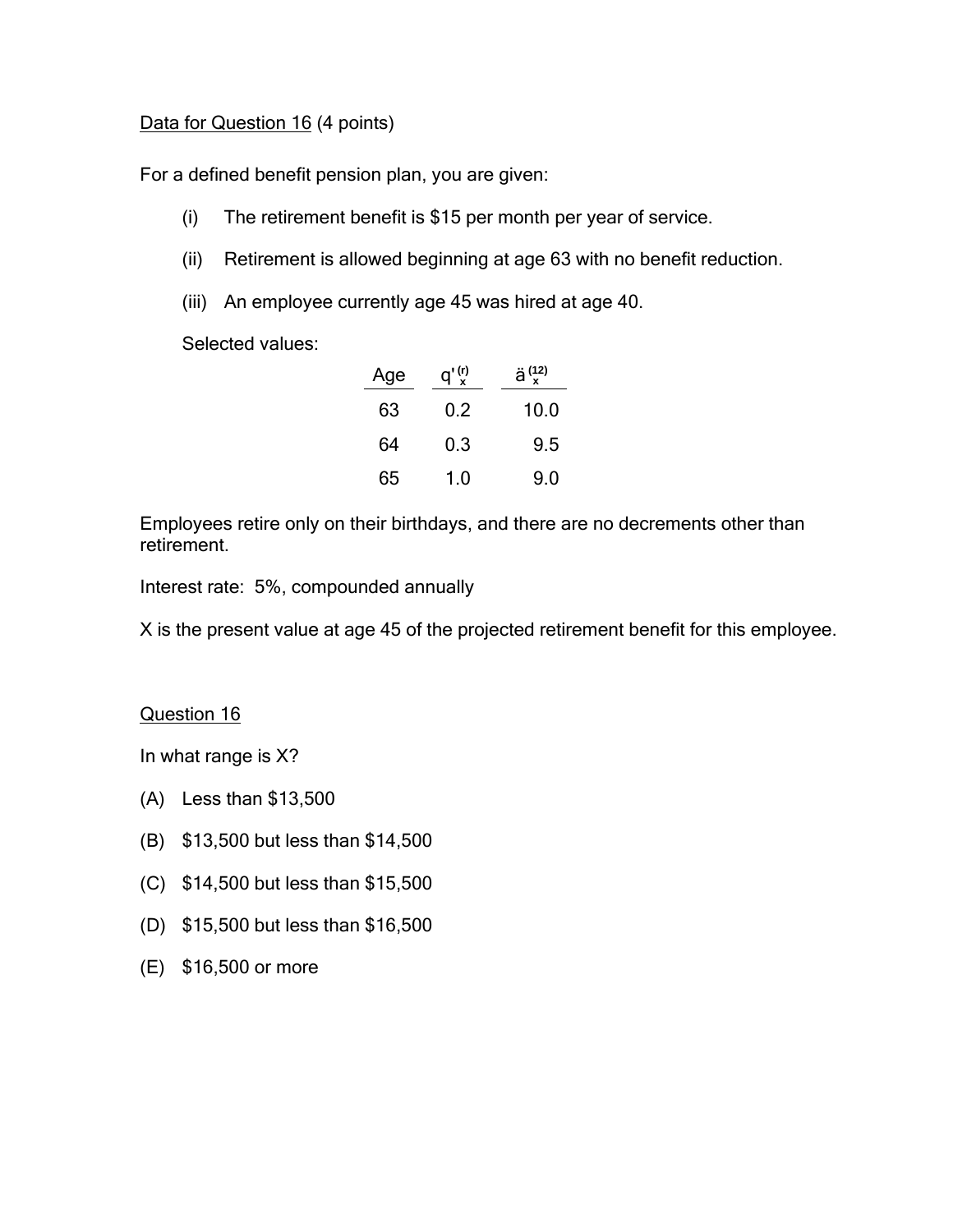Data for Question 16 (4 points)

For a defined benefit pension plan, you are given:

(i) The retirement benefit is $15 per month per year of service.

(ii) Retirement is allowed beginning at age 63 with no benefit reduction.

(iii) An employee currently age 45 was hired at age 40.

Selected values:

| Age | $q'^{(r)}_x$ | $\ddot{a}^{(12)}_x$ |
|---|---|---|
| 63 | 0.2 | 10.0 |
| 64 | 0.3 | 9.5 |
| 65 | 1.0 | 9.0 |

Employees retire only on their birthdays, and there are no decrements other than retirement.

Interest rate: 5%, compounded annually

X is the present value at age 45 of the projected retirement benefit for this employee.

Question 16

In what range is X?

(A) Less than $13,500

(B) $13,500 but less than $14,500

(C) $14,500 but less than $15,500

(D) $15,500 but less than $16,500

(E) $16,500 or more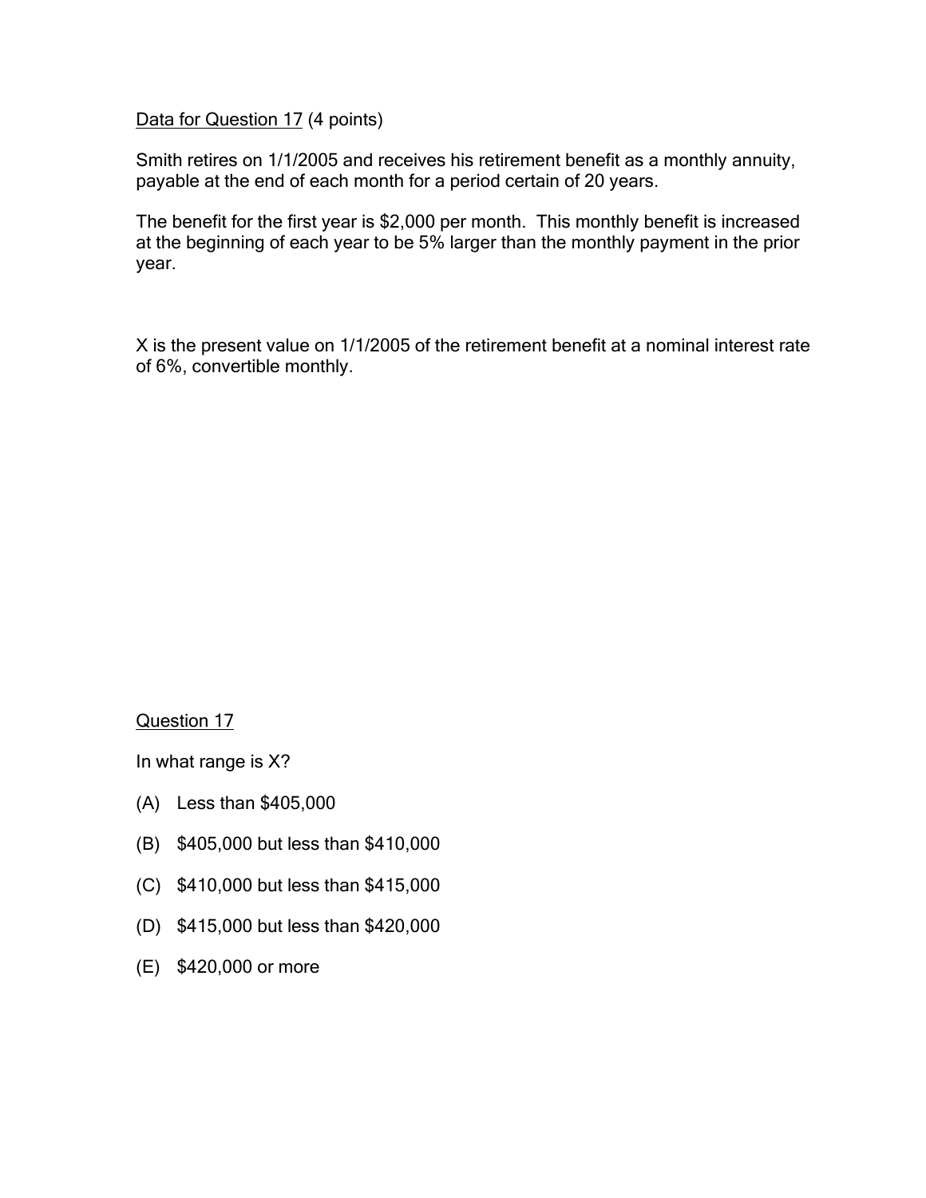<u>Data for Question 17</u> (4 points)

Smith retires on 1/1/2005 and receives his retirement benefit as a monthly annuity, payable at the end of each month for a period certain of 20 years.

The benefit for the first year is $2,000 per month. This monthly benefit is increased at the beginning of each year to be 5% larger than the monthly payment in the prior year.

X is the present value on 1/1/2005 of the retirement benefit at a nominal interest rate of 6%, convertible monthly.

<u>Question 17</u>

In what range is X?

(A) Less than $405,000

(B) $405,000 but less than $410,000

(C) $410,000 but less than $415,000

(D) $415,000 but less than $420,000

(E) $420,000 or more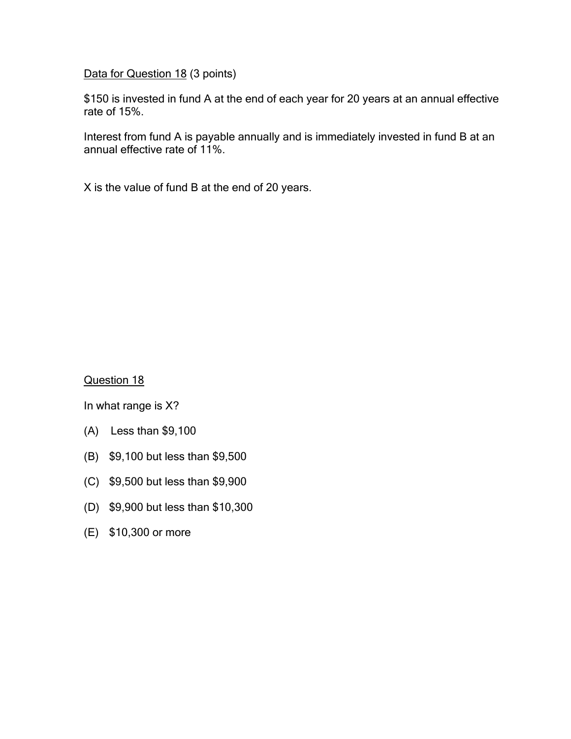Data for Question 18 (3 points)

$150 is invested in fund A at the end of each year for 20 years at an annual effective rate of 15%.

Interest from fund A is payable annually and is immediately invested in fund B at an annual effective rate of 11%.

X is the value of fund B at the end of 20 years.

Question 18

In what range is X?

(A) Less than $9,100

(B) $9,100 but less than $9,500

(C) $9,500 but less than $9,900

(D) $9,900 but less than $10,300

(E) $10,300 or more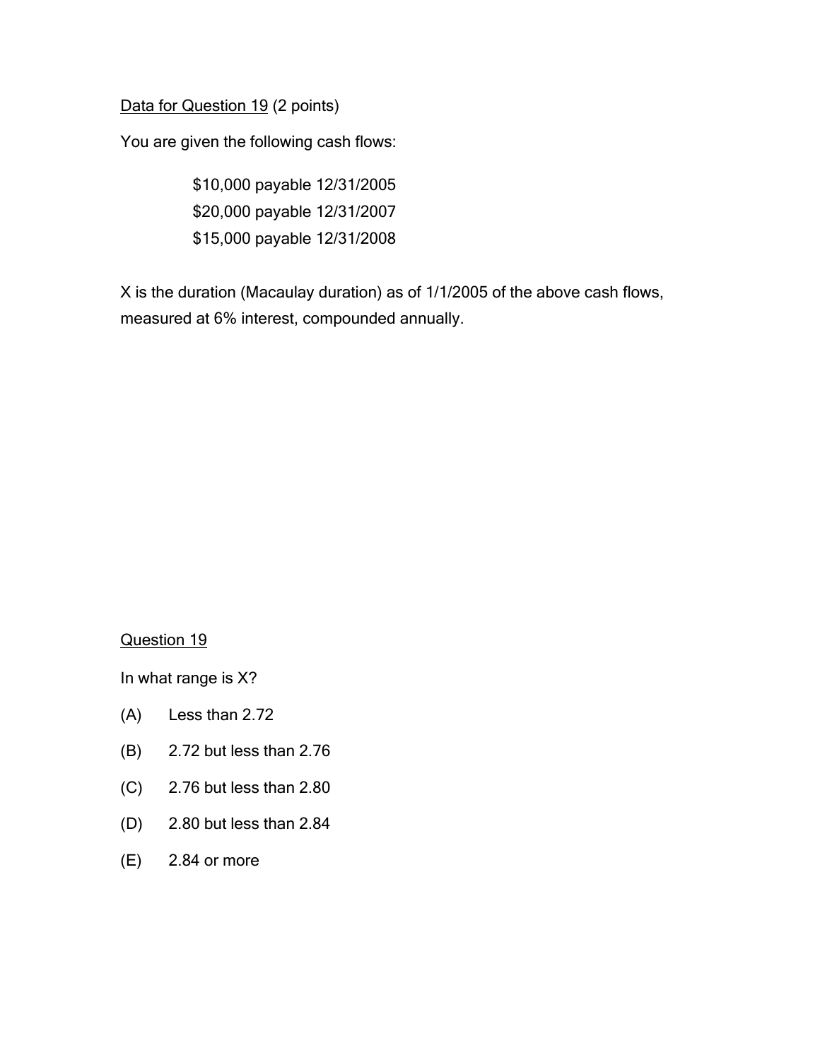<u>Data for Question 19</u> (2 points)

You are given the following cash flows:

$10,000 payable 12/31/2005
$20,000 payable 12/31/2007
$15,000 payable 12/31/2008

X is the duration (Macaulay duration) as of 1/1/2005 of the above cash flows, measured at 6% interest, compounded annually.

<u>Question 19</u>

In what range is X?

(A) Less than 2.72

(B) 2.72 but less than 2.76

(C) 2.76 but less than 2.80

(D) 2.80 but less than 2.84

(E) 2.84 or more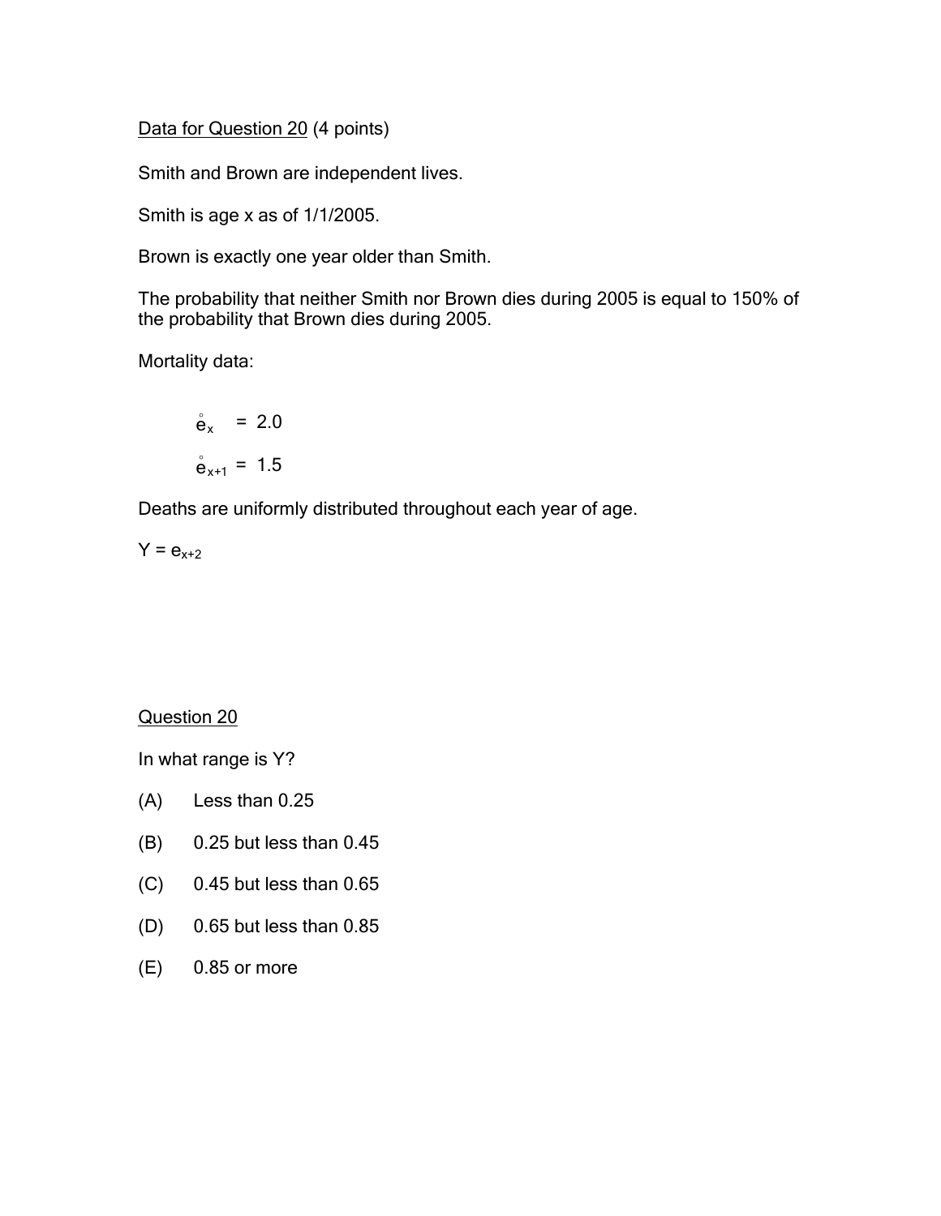Data for Question 20 (4 points)

Smith and Brown are independent lives.

Smith is age x as of 1/1/2005.

Brown is exactly one year older than Smith.

The probability that neither Smith nor Brown dies during 2005 is equal to 150% of the probability that Brown dies during 2005.

Mortality data:

$$\mathring{e}_x = 2.0$$

$$\mathring{e}_{x+1} = 1.5$$

Deaths are uniformly distributed throughout each year of age.

$Y = e_{x+2}$

Question 20

In what range is Y?

(A) Less than 0.25

(B) 0.25 but less than 0.45

(C) 0.45 but less than 0.65

(D) 0.65 but less than 0.85

(E) 0.85 or more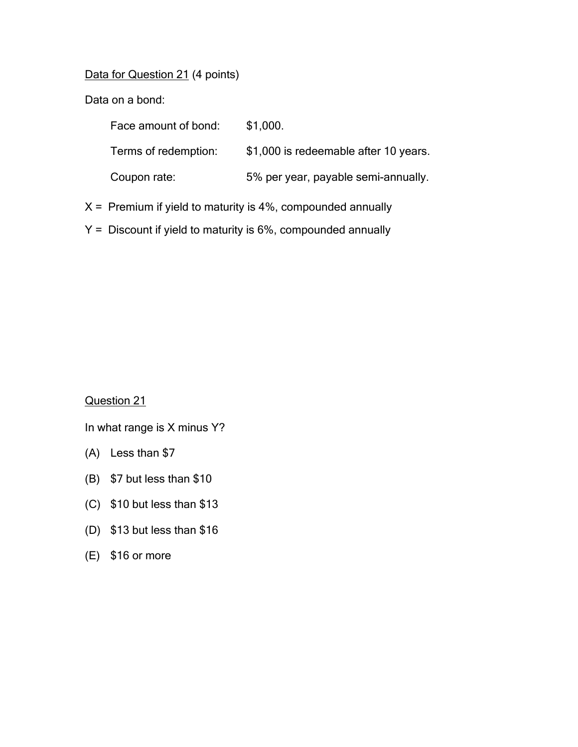Data for Question 21 (4 points)

Data on a bond:

| | |
|---|---|
| Face amount of bond: | $1,000. |
| Terms of redemption: | $1,000 is redeemable after 10 years. |
| Coupon rate: | 5% per year, payable semi-annually. |

X = Premium if yield to maturity is 4%, compounded annually

Y = Discount if yield to maturity is 6%, compounded annually

Question 21

In what range is X minus Y?

(A) Less than $7

(B) $7 but less than $10

(C) $10 but less than $13

(D) $13 but less than $16

(E) $16 or more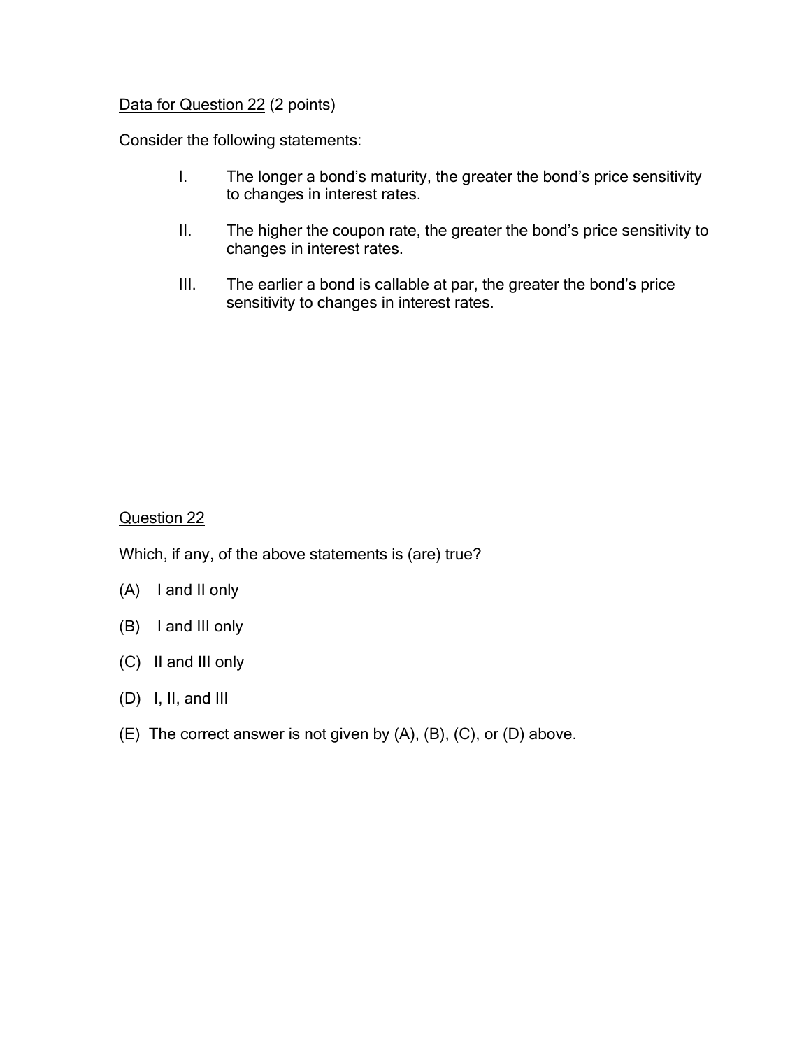<u>Data for Question 22</u> (2 points)

Consider the following statements:

I. The longer a bond's maturity, the greater the bond's price sensitivity to changes in interest rates.

II. The higher the coupon rate, the greater the bond's price sensitivity to changes in interest rates.

III. The earlier a bond is callable at par, the greater the bond's price sensitivity to changes in interest rates.

<u>Question 22</u>

Which, if any, of the above statements is (are) true?

(A) I and II only

(B) I and III only

(C) II and III only

(D) I, II, and III

(E) The correct answer is not given by (A), (B), (C), or (D) above.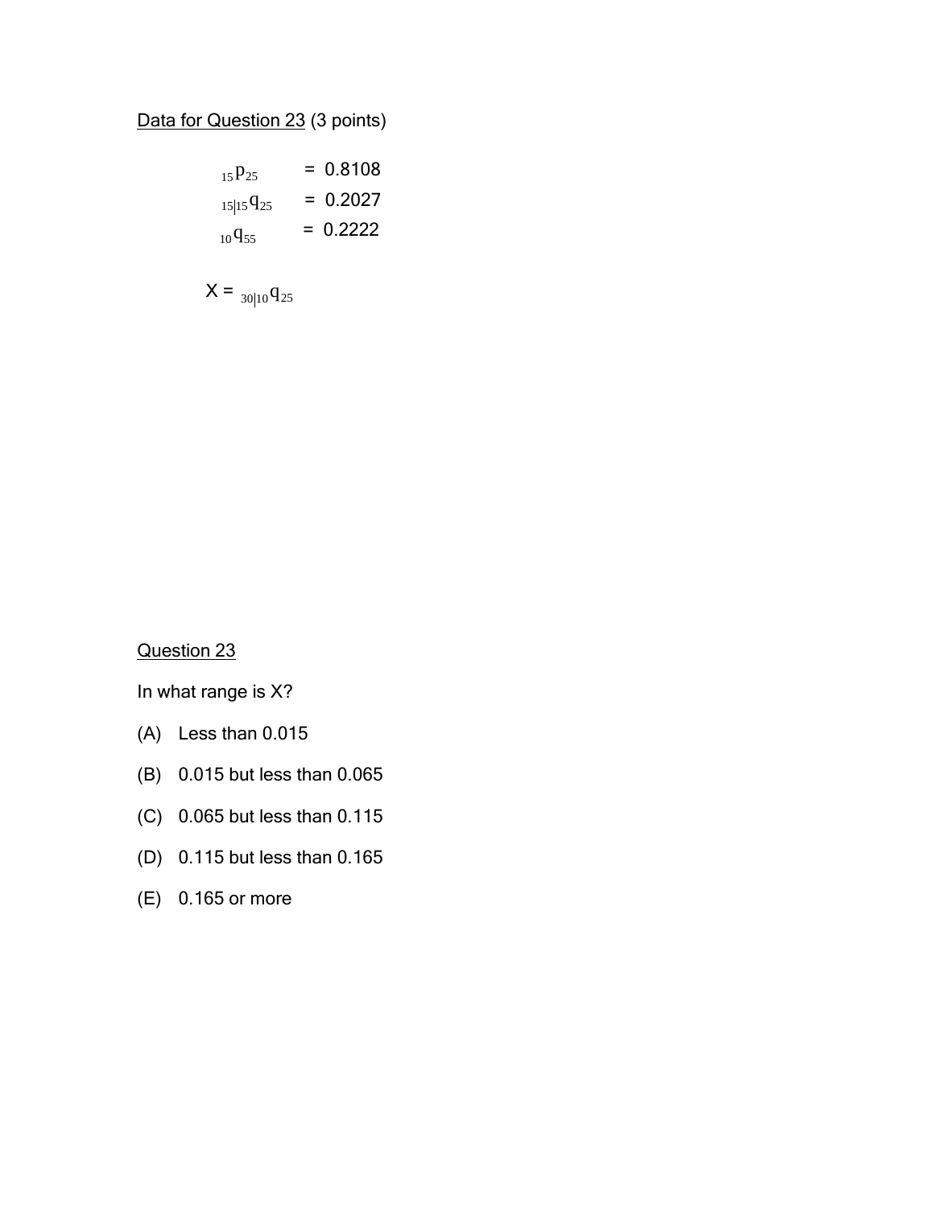<u>Data for Question 23</u> (3 points)

$${}_{15}p_{25} = 0.8108$$
$${}_{15|15}q_{25} = 0.2027$$
$${}_{10}q_{55} = 0.2222$$

$$X = {}_{30|10}q_{25}$$

<u>Question 23</u>

In what range is X?

(A) Less than 0.015

(B) 0.015 but less than 0.065

(C) 0.065 but less than 0.115

(D) 0.115 but less than 0.165

(E) 0.165 or more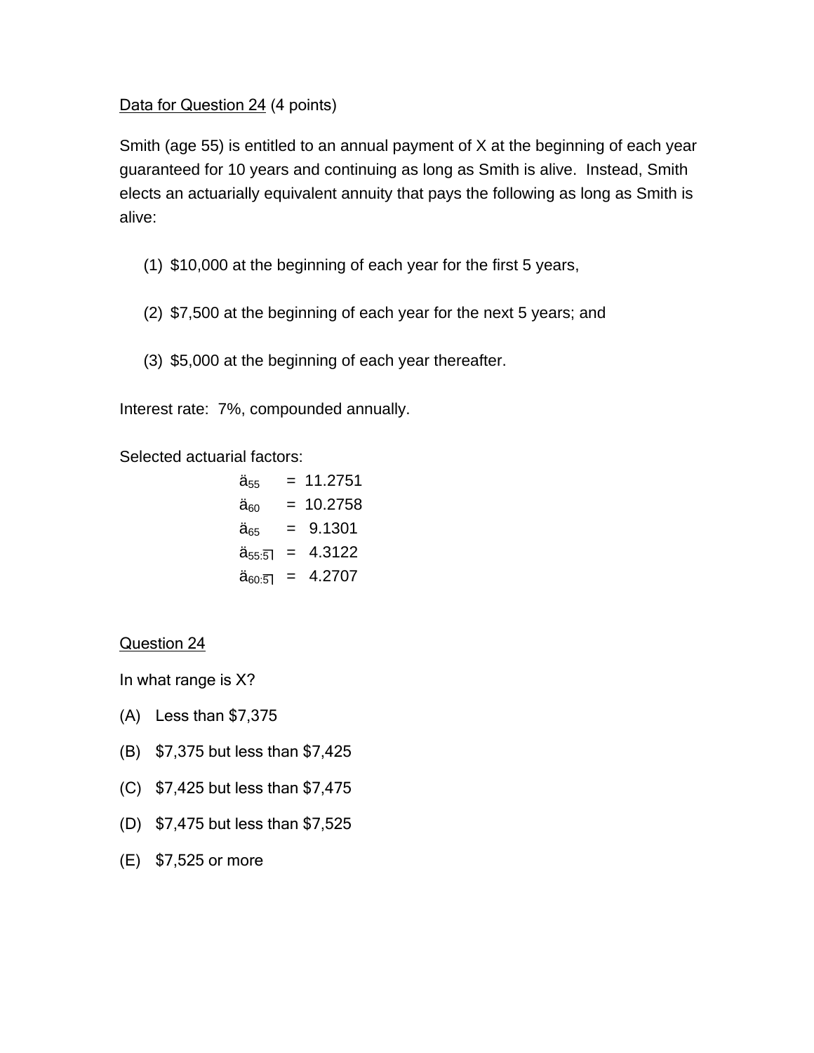Data for Question 24 (4 points)

Smith (age 55) is entitled to an annual payment of X at the beginning of each year guaranteed for 10 years and continuing as long as Smith is alive. Instead, Smith elects an actuarially equivalent annuity that pays the following as long as Smith is alive:

(1) $10,000 at the beginning of each year for the first 5 years,

(2) $7,500 at the beginning of each year for the next 5 years; and

(3) $5,000 at the beginning of each year thereafter.

Interest rate: 7%, compounded annually.

Selected actuarial factors:

$\ddot{a}_{55} = 11.2751$

$\ddot{a}_{60} = 10.2758$

$\ddot{a}_{65} = 9.1301$

$\ddot{a}_{55:\overline{5}|} = 4.3122$

$\ddot{a}_{60:\overline{5}|} = 4.2707$

Question 24

In what range is X?

(A) Less than $7,375

(B) $7,375 but less than $7,425

(C) $7,425 but less than $7,475

(D) $7,475 but less than $7,525

(E) $7,525 or more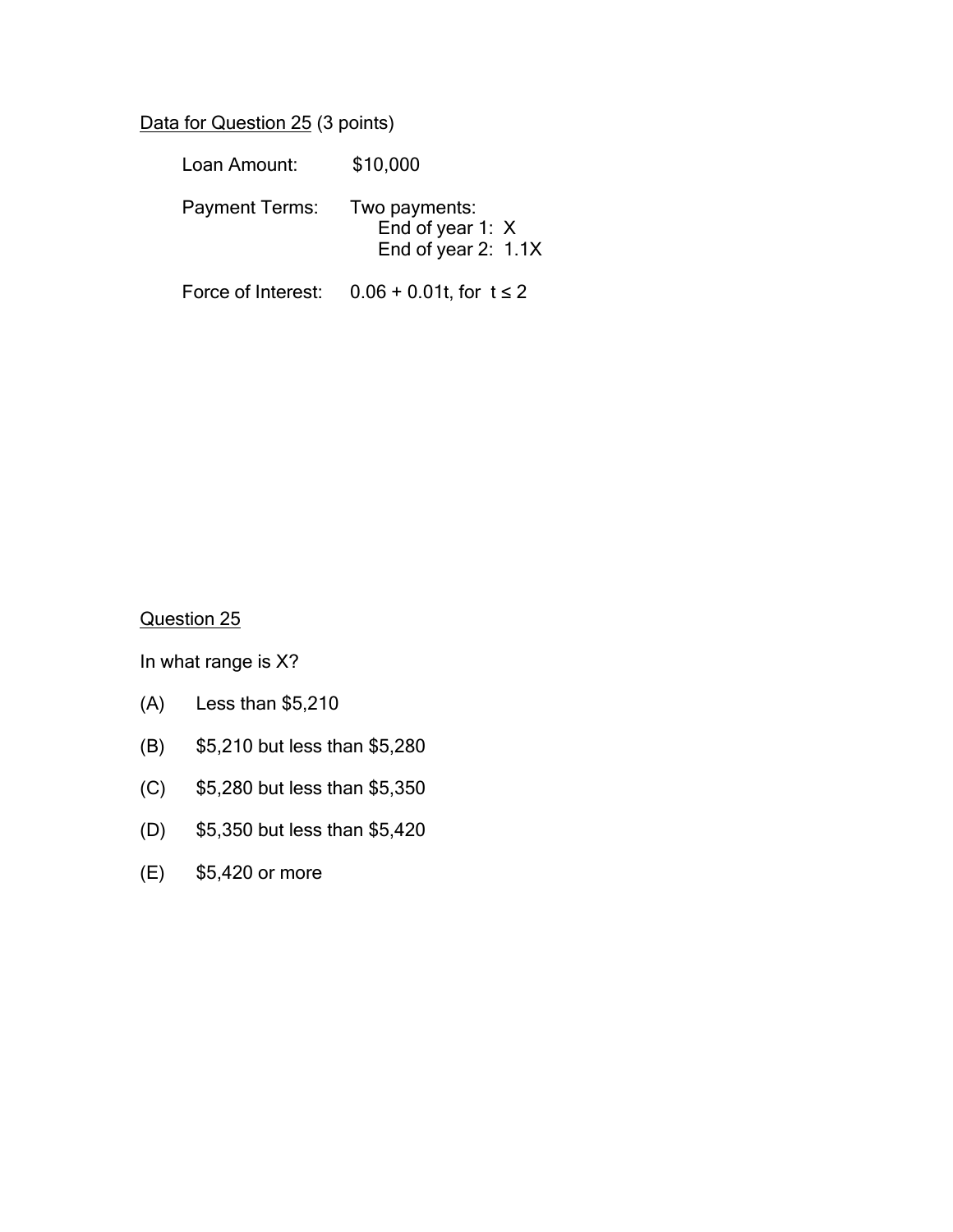Data for Question 25 (3 points)

Loan Amount: $10,000

Payment Terms: Two payments:
- End of year 1: $X$
- End of year 2: $1.1X$

Force of Interest: $0.06 + 0.01t$, for $t \leq 2$

Question 25

In what range is $X$?

(A) Less than $5,210

(B) $5,210 but less than $5,280

(C) $5,280 but less than $5,350

(D) $5,350 but less than $5,420

(E) $5,420 or more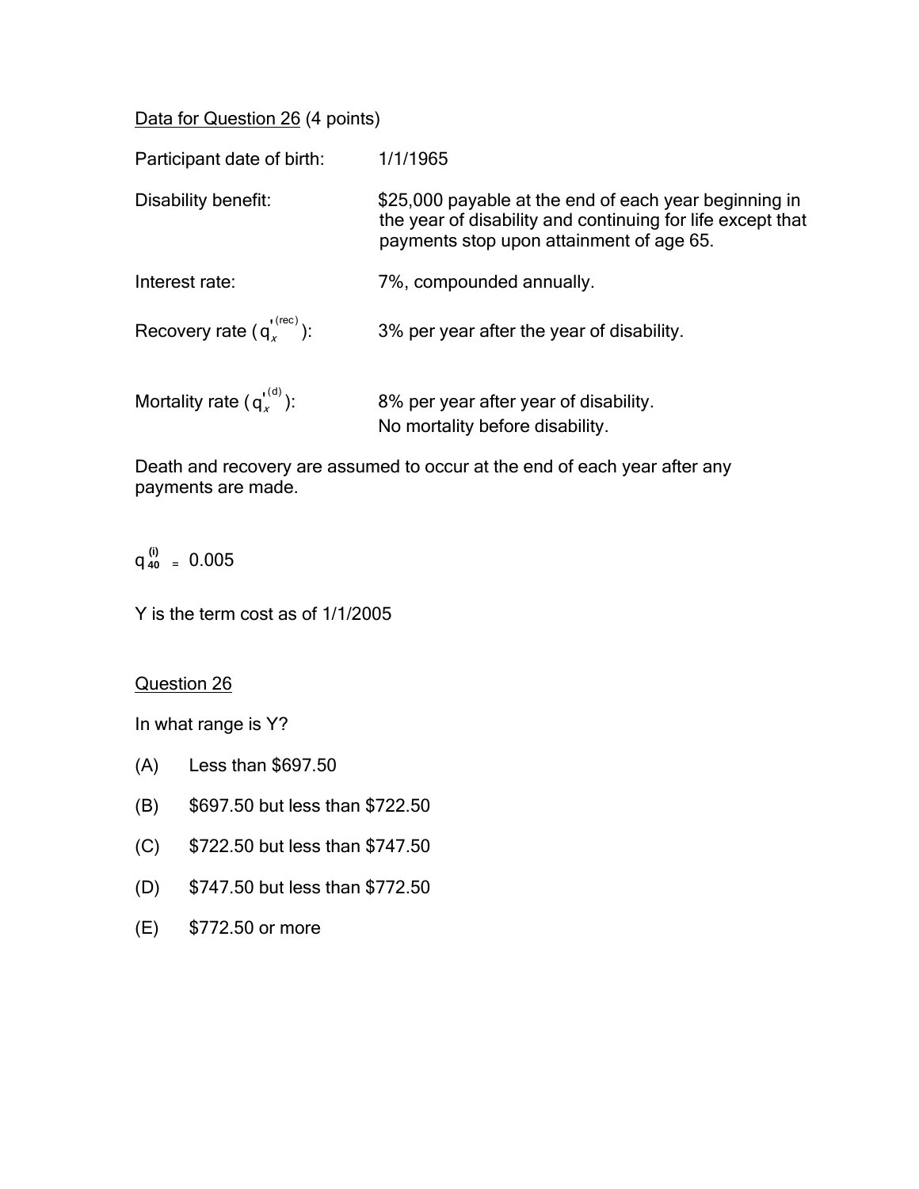Data for Question 26 (4 points)

Participant date of birth: 1/1/1965

Disability benefit: \$25,000 payable at the end of each year beginning in the year of disability and continuing for life except that payments stop upon attainment of age 65.

Interest rate: 7%, compounded annually.

Recovery rate ($q_x^{'(rec)}$): 3% per year after the year of disability.

Mortality rate ($q_x^{'(d)}$): 8% per year after year of disability.
No mortality before disability.

Death and recovery are assumed to occur at the end of each year after any payments are made.

$q_{40}^{(i)} = 0.005$

Y is the term cost as of 1/1/2005

Question 26

In what range is Y?

(A) Less than \$697.50

(B) \$697.50 but less than \$722.50

(C) \$722.50 but less than \$747.50

(D) \$747.50 but less than \$772.50

(E) \$772.50 or more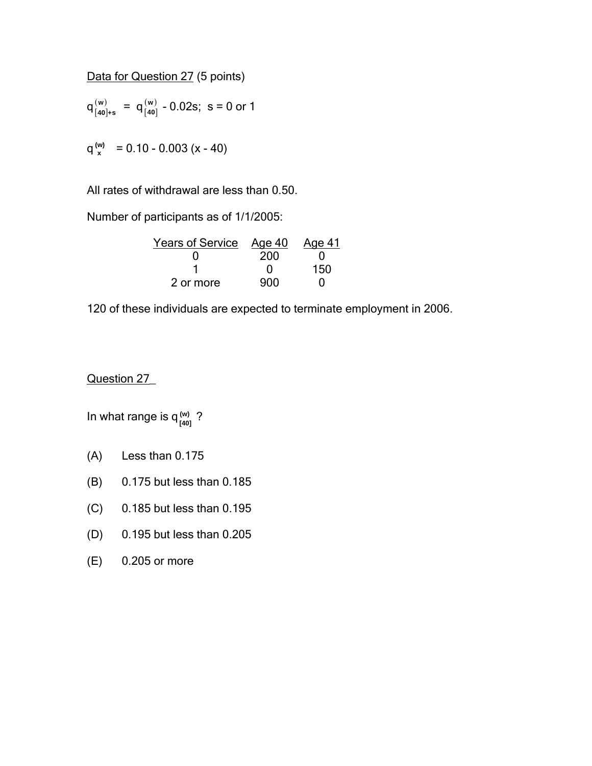Data for Question 27 (5 points)

$q^{(w)}_{[40]+s} = q^{(w)}_{[40]} - 0.02s$;  s = 0 or 1

$q^{(w)}_{x} = 0.10 - 0.003\,(x - 40)$

All rates of withdrawal are less than 0.50.

Number of participants as of 1/1/2005:

| Years of Service | Age 40 | Age 41 |
|---|---|---|
| 0 | 200 | 0 |
| 1 | 0 | 150 |
| 2 or more | 900 | 0 |

120 of these individuals are expected to terminate employment in 2006.

Question 27

In what range is $q^{(w)}_{[40]}$ ?

(A) Less than 0.175

(B) 0.175 but less than 0.185

(C) 0.185 but less than 0.195

(D) 0.195 but less than 0.205

(E) 0.205 or more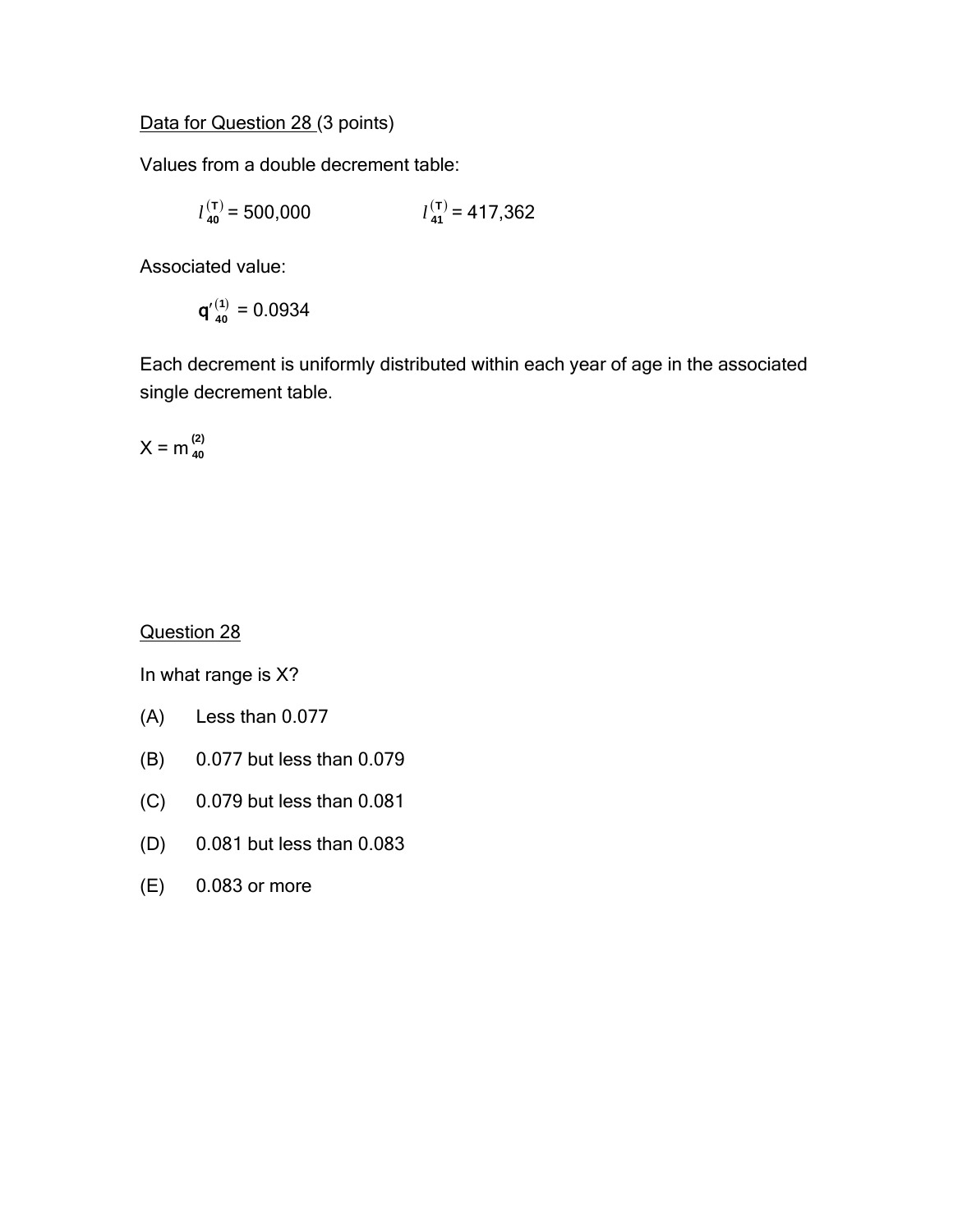<u>Data for Question 28</u> (3 points)

Values from a double decrement table:

$l_{40}^{(T)} = 500{,}000$ $\qquad\qquad$ $l_{41}^{(T)} = 417{,}362$

Associated value:

$q'^{(1)}_{40} = 0.0934$

Each decrement is uniformly distributed within each year of age in the associated single decrement table.

$X = m_{40}^{(2)}$

<u>Question 28</u>

In what range is X?

(A) Less than 0.077

(B) 0.077 but less than 0.079

(C) 0.079 but less than 0.081

(D) 0.081 but less than 0.083

(E) 0.083 or more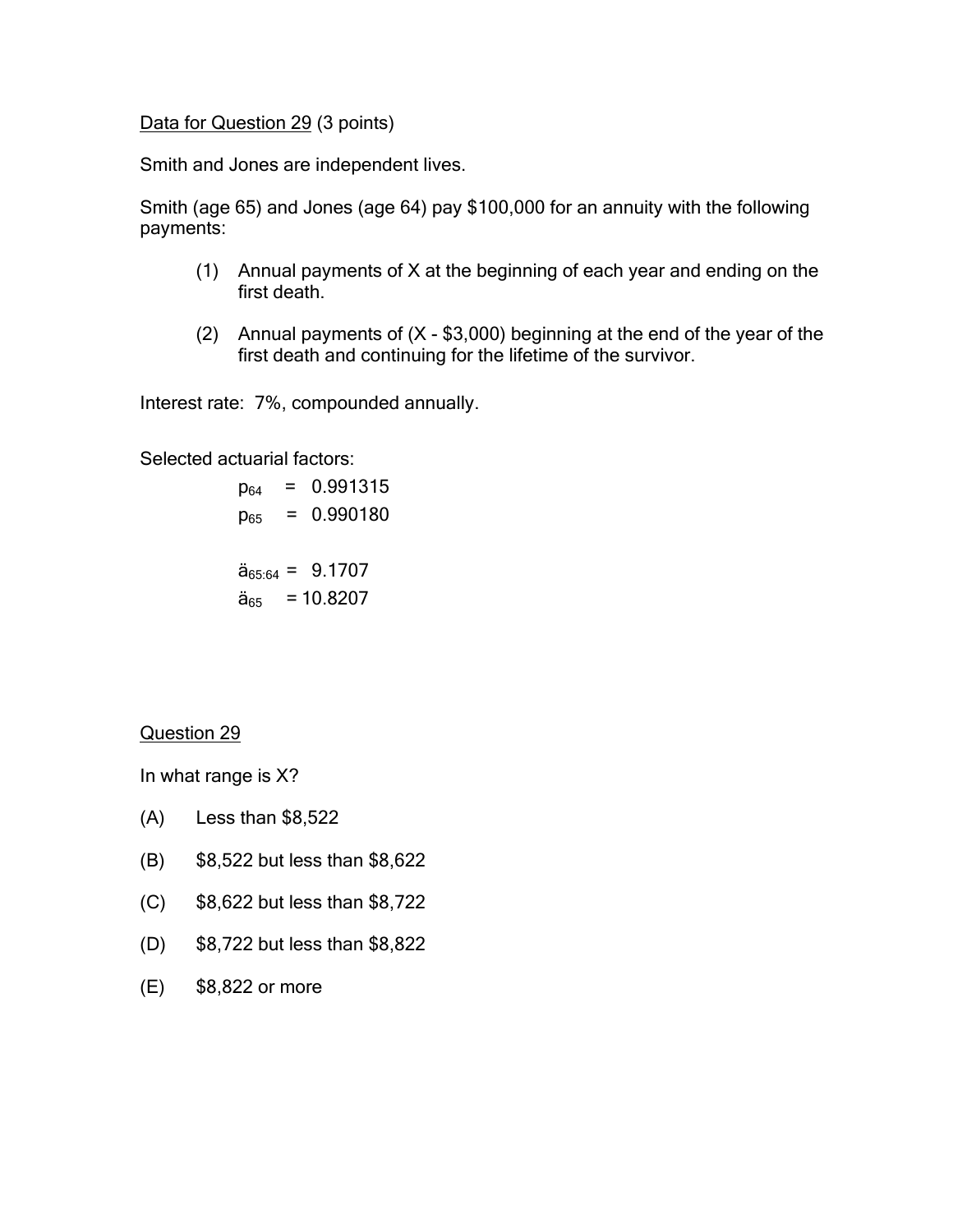Data for Question 29 (3 points)

Smith and Jones are independent lives.

Smith (age 65) and Jones (age 64) pay \$100,000 for an annuity with the following payments:

(1) Annual payments of X at the beginning of each year and ending on the first death.

(2) Annual payments of (X - \$3,000) beginning at the end of the year of the first death and continuing for the lifetime of the survivor.

Interest rate: 7%, compounded annually.

Selected actuarial factors:

$p_{64} = 0.991315$

$p_{65} = 0.990180$

$\ddot{a}_{65:64} = 9.1707$

$\ddot{a}_{65} = 10.8207$

Question 29

In what range is X?

(A) Less than \$8,522

(B) \$8,522 but less than \$8,622

(C) \$8,622 but less than \$8,722

(D) \$8,722 but less than \$8,822

(E) \$8,822 or more